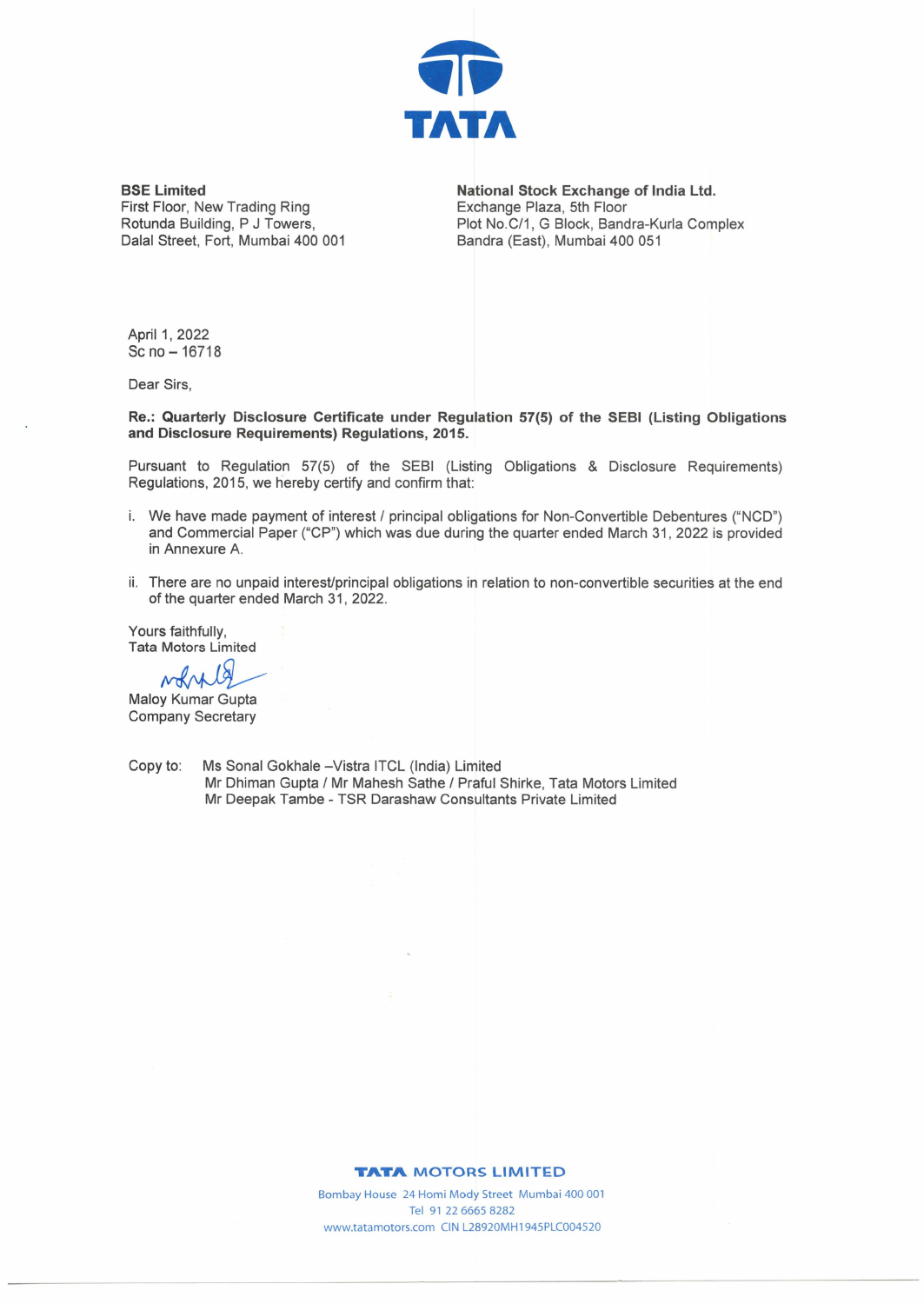**BSE Limited**
First Floor, New Trading Ring
Rotunda Building, P J Towers,
Dalal Street, Fort, Mumbai 400 001

**National Stock Exchange of India Ltd.**
Exchange Plaza, 5th Floor
Plot No.C/1, G Block, Bandra-Kurla Complex
Bandra (East), Mumbai 400 051

April 1, 2022
Sc no – 16718

Dear Sirs,

**Re.: Quarterly Disclosure Certificate under Regulation 57(5) of the SEBI (Listing Obligations and Disclosure Requirements) Regulations, 2015.**

Pursuant to Regulation 57(5) of the SEBI (Listing Obligations & Disclosure Requirements) Regulations, 2015, we hereby certify and confirm that:

i. We have made payment of interest / principal obligations for Non-Convertible Debentures ("NCD") and Commercial Paper ("CP") which was due during the quarter ended March 31, 2022 is provided in Annexure A.

ii. There are no unpaid interest/principal obligations in relation to non-convertible securities at the end of the quarter ended March 31, 2022.

Yours faithfully,
Tata Motors Limited

Maloy Kumar Gupta
Company Secretary

Copy to: Ms Sonal Gokhale –Vistra ITCL (India) Limited
Mr Dhiman Gupta / Mr Mahesh Sathe / Praful Shirke, Tata Motors Limited
Mr Deepak Tambe - TSR Darashaw Consultants Private Limited

**TATA MOTORS LIMITED**
Bombay House 24 Homi Mody Street Mumbai 400 001
Tel 91 22 6665 8282
www.tatamotors.com CIN L28920MH1945PLC004520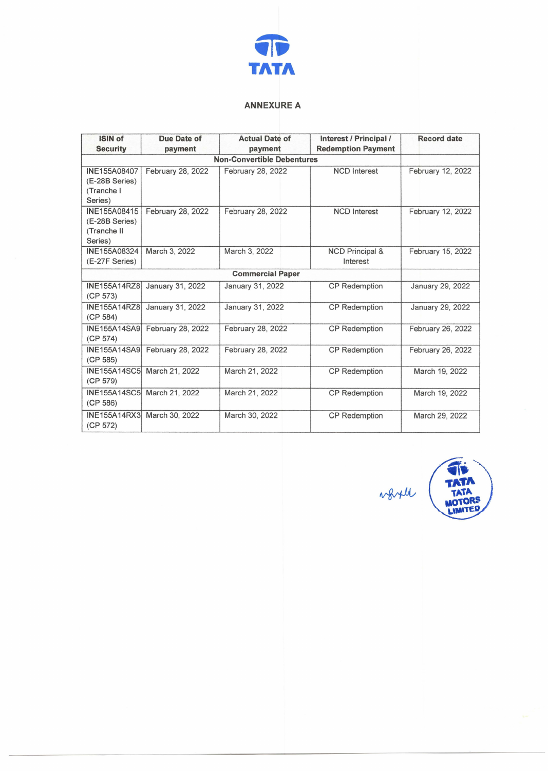## ANNEXURE A

| ISIN of Security | Due Date of payment | Actual Date of payment | Interest / Principal / Redemption Payment | Record date |
|---|---|---|---|---|
| **Non-Convertible Debentures** | | | | |
| INE155A08407 (E-28B Series) (Tranche I Series) | February 28, 2022 | February 28, 2022 | NCD Interest | February 12, 2022 |
| INE155A08415 (E-28B Series) (Tranche II Series) | February 28, 2022 | February 28, 2022 | NCD Interest | February 12, 2022 |
| INE155A08324 (E-27F Series) | March 3, 2022 | March 3, 2022 | NCD Principal & Interest | February 15, 2022 |
| **Commercial Paper** | | | | |
| INE155A14RZ8 (CP 573) | January 31, 2022 | January 31, 2022 | CP Redemption | January 29, 2022 |
| INE155A14RZ8 (CP 584) | January 31, 2022 | January 31, 2022 | CP Redemption | January 29, 2022 |
| INE155A14SA9 (CP 574) | February 28, 2022 | February 28, 2022 | CP Redemption | February 26, 2022 |
| INE155A14SA9 (CP 585) | February 28, 2022 | February 28, 2022 | CP Redemption | February 26, 2022 |
| INE155A14SC5 (CP 579) | March 21, 2022 | March 21, 2022 | CP Redemption | March 19, 2022 |
| INE155A14SC5 (CP 586) | March 21, 2022 | March 21, 2022 | CP Redemption | March 19, 2022 |
| INE155A14RX3 (CP 572) | March 30, 2022 | March 30, 2022 | CP Redemption | March 29, 2022 |